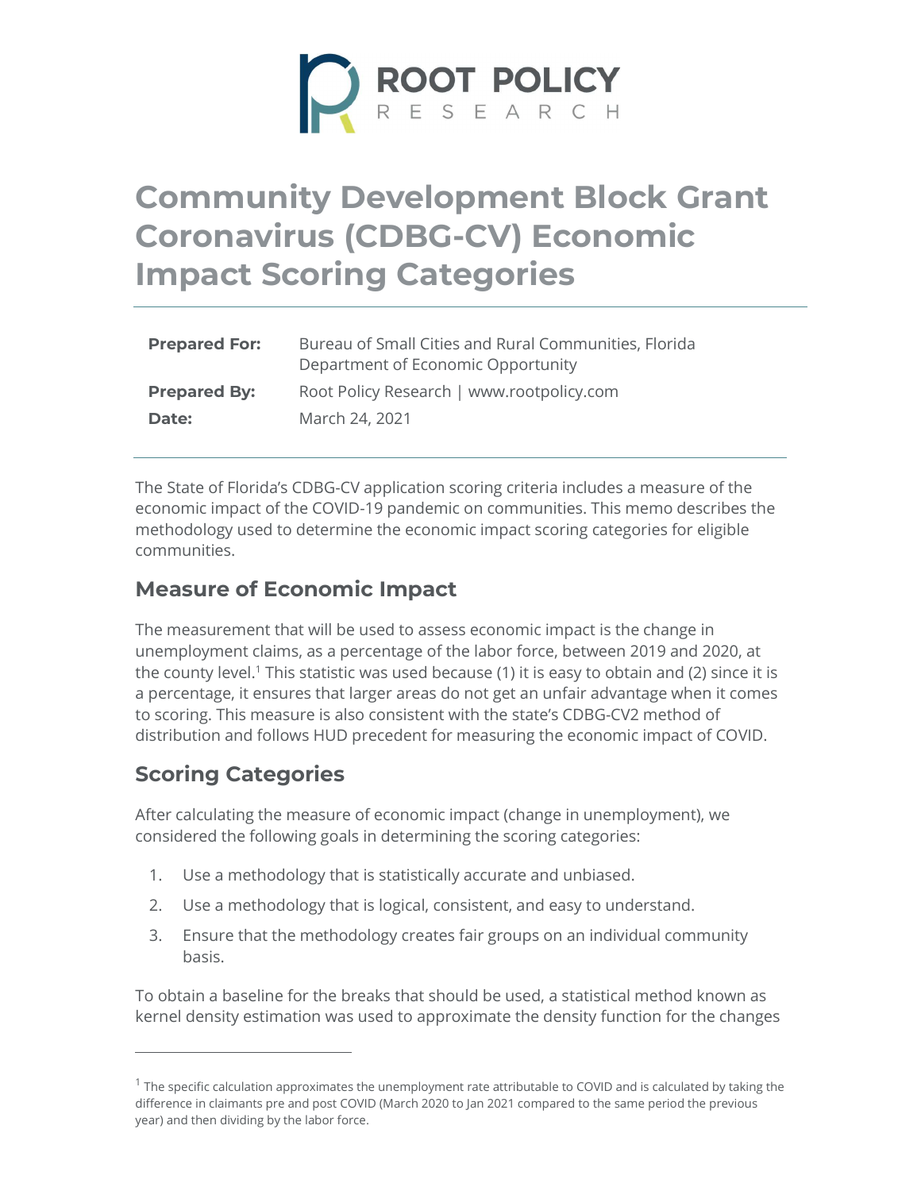ROOT POLICY RESEARCH

# Community Development Block Grant Coronavirus (CDBG-CV) Economic Impact Scoring Categories

| | |
|---|---|
| **Prepared For:** | Bureau of Small Cities and Rural Communities, Florida Department of Economic Opportunity |
| **Prepared By:** | Root Policy Research \| www.rootpolicy.com |
| **Date:** | March 24, 2021 |

The State of Florida's CDBG-CV application scoring criteria includes a measure of the economic impact of the COVID-19 pandemic on communities. This memo describes the methodology used to determine the economic impact scoring categories for eligible communities.

## Measure of Economic Impact

The measurement that will be used to assess economic impact is the change in unemployment claims, as a percentage of the labor force, between 2019 and 2020, at the county level.[1] This statistic was used because (1) it is easy to obtain and (2) since it is a percentage, it ensures that larger areas do not get an unfair advantage when it comes to scoring. This measure is also consistent with the state's CDBG-CV2 method of distribution and follows HUD precedent for measuring the economic impact of COVID.

## Scoring Categories

After calculating the measure of economic impact (change in unemployment), we considered the following goals in determining the scoring categories:

1. Use a methodology that is statistically accurate and unbiased.
2. Use a methodology that is logical, consistent, and easy to understand.
3. Ensure that the methodology creates fair groups on an individual community basis.

To obtain a baseline for the breaks that should be used, a statistical method known as kernel density estimation was used to approximate the density function for the changes

[1] The specific calculation approximates the unemployment rate attributable to COVID and is calculated by taking the difference in claimants pre and post COVID (March 2020 to Jan 2021 compared to the same period the previous year) and then dividing by the labor force.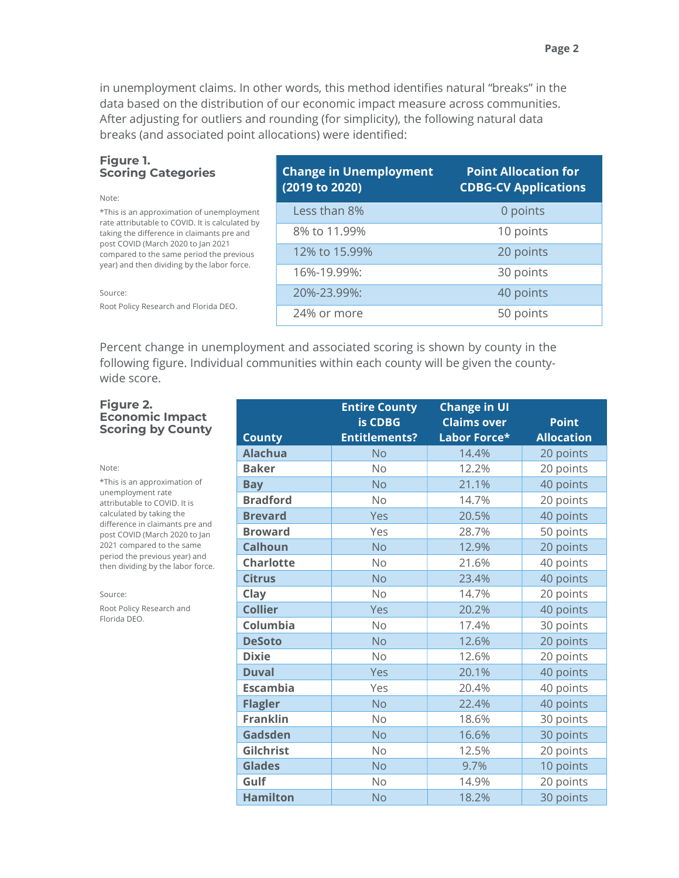in unemployment claims. In other words, this method identifies natural "breaks" in the data based on the distribution of our economic impact measure across communities. After adjusting for outliers and rounding (for simplicity), the following natural data breaks (and associated point allocations) were identified:

**Figure 1. Scoring Categories**

Note:

*This is an approximation of unemployment rate attributable to COVID. It is calculated by taking the difference in claimants pre and post COVID (March 2020 to Jan 2021 compared to the same period the previous year) and then dividing by the labor force.

Source:

Root Policy Research and Florida DEO.

| Change in Unemployment (2019 to 2020) | Point Allocation for CDBG-CV Applications |
|---|---|
| Less than 8% | 0 points |
| 8% to 11.99% | 10 points |
| 12% to 15.99% | 20 points |
| 16%-19.99%: | 30 points |
| 20%-23.99%: | 40 points |
| 24% or more | 50 points |

Percent change in unemployment and associated scoring is shown by county in the following figure. Individual communities within each county will be given the county-wide score.

**Figure 2. Economic Impact Scoring by County**

Note:

*This is an approximation of unemployment rate attributable to COVID. It is calculated by taking the difference in claimants pre and post COVID (March 2020 to Jan 2021 compared to the same period the previous year) and then dividing by the labor force.

Source:

Root Policy Research and Florida DEO.

| County | Entire County is CDBG Entitlements? | Change in UI Claims over Labor Force* | Point Allocation |
|---|---|---|---|
| Alachua | No | 14.4% | 20 points |
| Baker | No | 12.2% | 20 points |
| Bay | No | 21.1% | 40 points |
| Bradford | No | 14.7% | 20 points |
| Brevard | Yes | 20.5% | 40 points |
| Broward | Yes | 28.7% | 50 points |
| Calhoun | No | 12.9% | 20 points |
| Charlotte | No | 21.6% | 40 points |
| Citrus | No | 23.4% | 40 points |
| Clay | No | 14.7% | 20 points |
| Collier | Yes | 20.2% | 40 points |
| Columbia | No | 17.4% | 30 points |
| DeSoto | No | 12.6% | 20 points |
| Dixie | No | 12.6% | 20 points |
| Duval | Yes | 20.1% | 40 points |
| Escambia | Yes | 20.4% | 40 points |
| Flagler | No | 22.4% | 40 points |
| Franklin | No | 18.6% | 30 points |
| Gadsden | No | 16.6% | 30 points |
| Gilchrist | No | 12.5% | 20 points |
| Glades | No | 9.7% | 10 points |
| Gulf | No | 14.9% | 20 points |
| Hamilton | No | 18.2% | 30 points |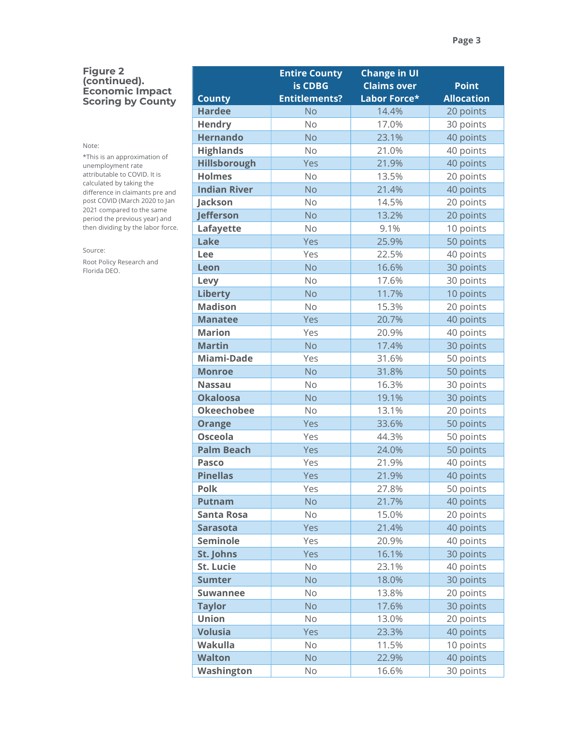### Figure 2 (continued). Economic Impact Scoring by County

Note:

*This is an approximation of unemployment rate attributable to COVID. It is calculated by taking the difference in claimants pre and post COVID (March 2020 to Jan 2021 compared to the same period the previous year) and then dividing by the labor force.

Source:

Root Policy Research and Florida DEO.

| County | Entire County is CDBG Entitlements? | Change in UI Claims over Labor Force* | Point Allocation |
|---|---|---|---|
| **Hardee** | No | 14.4% | 20 points |
| **Hendry** | No | 17.0% | 30 points |
| **Hernando** | No | 23.1% | 40 points |
| **Highlands** | No | 21.0% | 40 points |
| **Hillsborough** | Yes | 21.9% | 40 points |
| **Holmes** | No | 13.5% | 20 points |
| **Indian River** | No | 21.4% | 40 points |
| **Jackson** | No | 14.5% | 20 points |
| **Jefferson** | No | 13.2% | 20 points |
| **Lafayette** | No | 9.1% | 10 points |
| **Lake** | Yes | 25.9% | 50 points |
| **Lee** | Yes | 22.5% | 40 points |
| **Leon** | No | 16.6% | 30 points |
| **Levy** | No | 17.6% | 30 points |
| **Liberty** | No | 11.7% | 10 points |
| **Madison** | No | 15.3% | 20 points |
| **Manatee** | Yes | 20.7% | 40 points |
| **Marion** | Yes | 20.9% | 40 points |
| **Martin** | No | 17.4% | 30 points |
| **Miami-Dade** | Yes | 31.6% | 50 points |
| **Monroe** | No | 31.8% | 50 points |
| **Nassau** | No | 16.3% | 30 points |
| **Okaloosa** | No | 19.1% | 30 points |
| **Okeechobee** | No | 13.1% | 20 points |
| **Orange** | Yes | 33.6% | 50 points |
| **Osceola** | Yes | 44.3% | 50 points |
| **Palm Beach** | Yes | 24.0% | 50 points |
| **Pasco** | Yes | 21.9% | 40 points |
| **Pinellas** | Yes | 21.9% | 40 points |
| **Polk** | Yes | 27.8% | 50 points |
| **Putnam** | No | 21.7% | 40 points |
| **Santa Rosa** | No | 15.0% | 20 points |
| **Sarasota** | Yes | 21.4% | 40 points |
| **Seminole** | Yes | 20.9% | 40 points |
| **St. Johns** | Yes | 16.1% | 30 points |
| **St. Lucie** | No | 23.1% | 40 points |
| **Sumter** | No | 18.0% | 30 points |
| **Suwannee** | No | 13.8% | 20 points |
| **Taylor** | No | 17.6% | 30 points |
| **Union** | No | 13.0% | 20 points |
| **Volusia** | Yes | 23.3% | 40 points |
| **Wakulla** | No | 11.5% | 10 points |
| **Walton** | No | 22.9% | 40 points |
| **Washington** | No | 16.6% | 30 points |